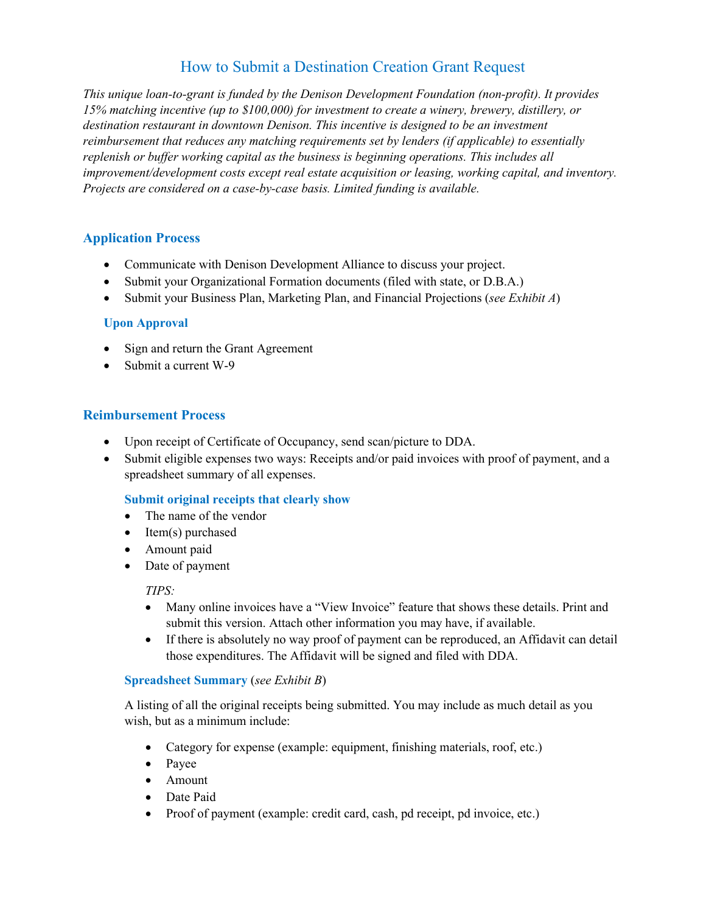# How to Submit a Destination Creation Grant Request

*This unique loan-to-grant is funded by the Denison Development Foundation (non-profit). It provides 15% matching incentive (up to $100,000) for investment to create a winery, brewery, distillery, or destination restaurant in downtown Denison. This incentive is designed to be an investment reimbursement that reduces any matching requirements set by lenders (if applicable) to essentially replenish or buffer working capital as the business is beginning operations. This includes all improvement/development costs except real estate acquisition or leasing, working capital, and inventory. Projects are considered on a case-by-case basis. Limited funding is available.*

## Application Process

- Communicate with Denison Development Alliance to discuss your project.
- Submit your Organizational Formation documents (filed with state, or D.B.A.)
- Submit your Business Plan, Marketing Plan, and Financial Projections (*see Exhibit A*)

### Upon Approval

- Sign and return the Grant Agreement
- Submit a current W-9

## Reimbursement Process

- Upon receipt of Certificate of Occupancy, send scan/picture to DDA.
- Submit eligible expenses two ways: Receipts and/or paid invoices with proof of payment, and a spreadsheet summary of all expenses.

### Submit original receipts that clearly show

- The name of the vendor
- Item(s) purchased
- Amount paid
- Date of payment

*TIPS:*

- Many online invoices have a "View Invoice" feature that shows these details. Print and submit this version. Attach other information you may have, if available.
- If there is absolutely no way proof of payment can be reproduced, an Affidavit can detail those expenditures. The Affidavit will be signed and filed with DDA.

### Spreadsheet Summary (*see Exhibit B*)

A listing of all the original receipts being submitted. You may include as much detail as you wish, but as a minimum include:

- Category for expense (example: equipment, finishing materials, roof, etc.)
- Payee
- Amount
- Date Paid
- Proof of payment (example: credit card, cash, pd receipt, pd invoice, etc.)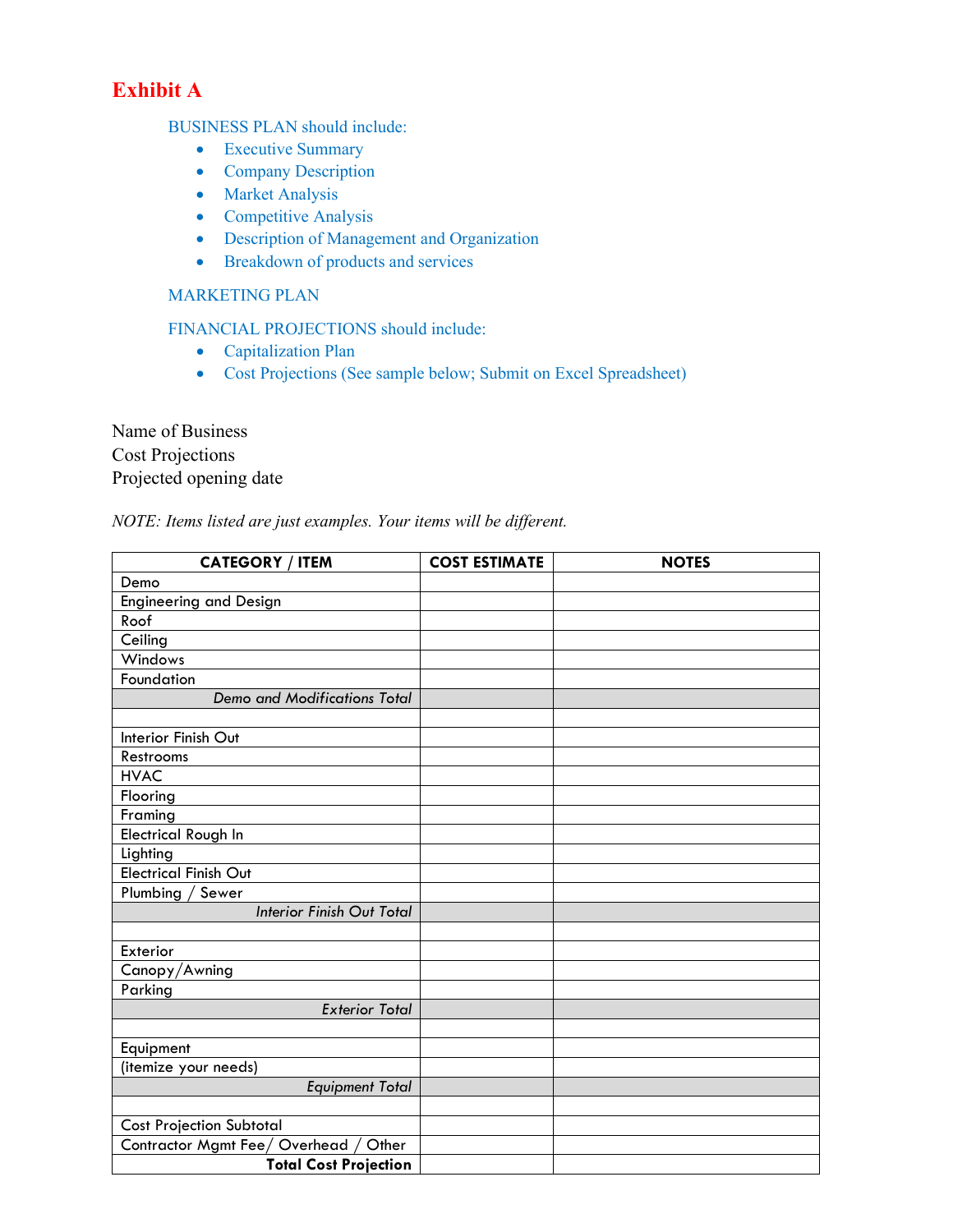# Exhibit A

BUSINESS PLAN should include:

- Executive Summary
- Company Description
- Market Analysis
- Competitive Analysis
- Description of Management and Organization
- Breakdown of products and services

MARKETING PLAN

FINANCIAL PROJECTIONS should include:

- Capitalization Plan
- Cost Projections (See sample below; Submit on Excel Spreadsheet)

Name of Business
Cost Projections
Projected opening date

*NOTE: Items listed are just examples. Your items will be different.*

| CATEGORY / ITEM | COST ESTIMATE | NOTES |
|---|---|---|
| Demo | | |
| Engineering and Design | | |
| Roof | | |
| Ceiling | | |
| Windows | | |
| Foundation | | |
| *Demo and Modifications Total* | | |
| | | |
| Interior Finish Out | | |
| Restrooms | | |
| HVAC | | |
| Flooring | | |
| Framing | | |
| Electrical Rough In | | |
| Lighting | | |
| Electrical Finish Out | | |
| Plumbing / Sewer | | |
| *Interior Finish Out Total* | | |
| | | |
| Exterior | | |
| Canopy/Awning | | |
| Parking | | |
| *Exterior Total* | | |
| | | |
| Equipment | | |
| (itemize your needs) | | |
| *Equipment Total* | | |
| | | |
| Cost Projection Subtotal | | |
| Contractor Mgmt Fee/ Overhead / Other | | |
| **Total Cost Projection** | | |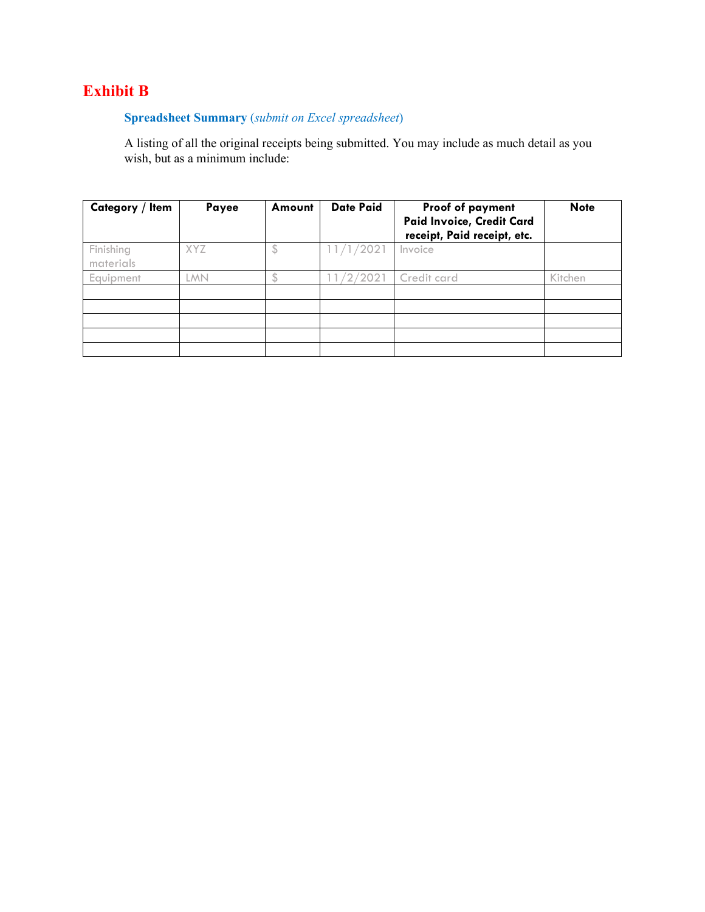# Exhibit B

**Spreadsheet Summary** (*submit on Excel spreadsheet*)

A listing of all the original receipts being submitted. You may include as much detail as you wish, but as a minimum include:

| Category / Item | Payee | Amount | Date Paid | Proof of payment<br>Paid Invoice, Credit Card receipt, Paid receipt, etc. | Note |
|---|---|---|---|---|---|
| Finishing materials | XYZ | $ | 11/1/2021 | Invoice | |
| Equipment | LMN | $ | 11/2/2021 | Credit card | Kitchen |
| | | | | | |
| | | | | | |
| | | | | | |
| | | | | | |
| | | | | | |